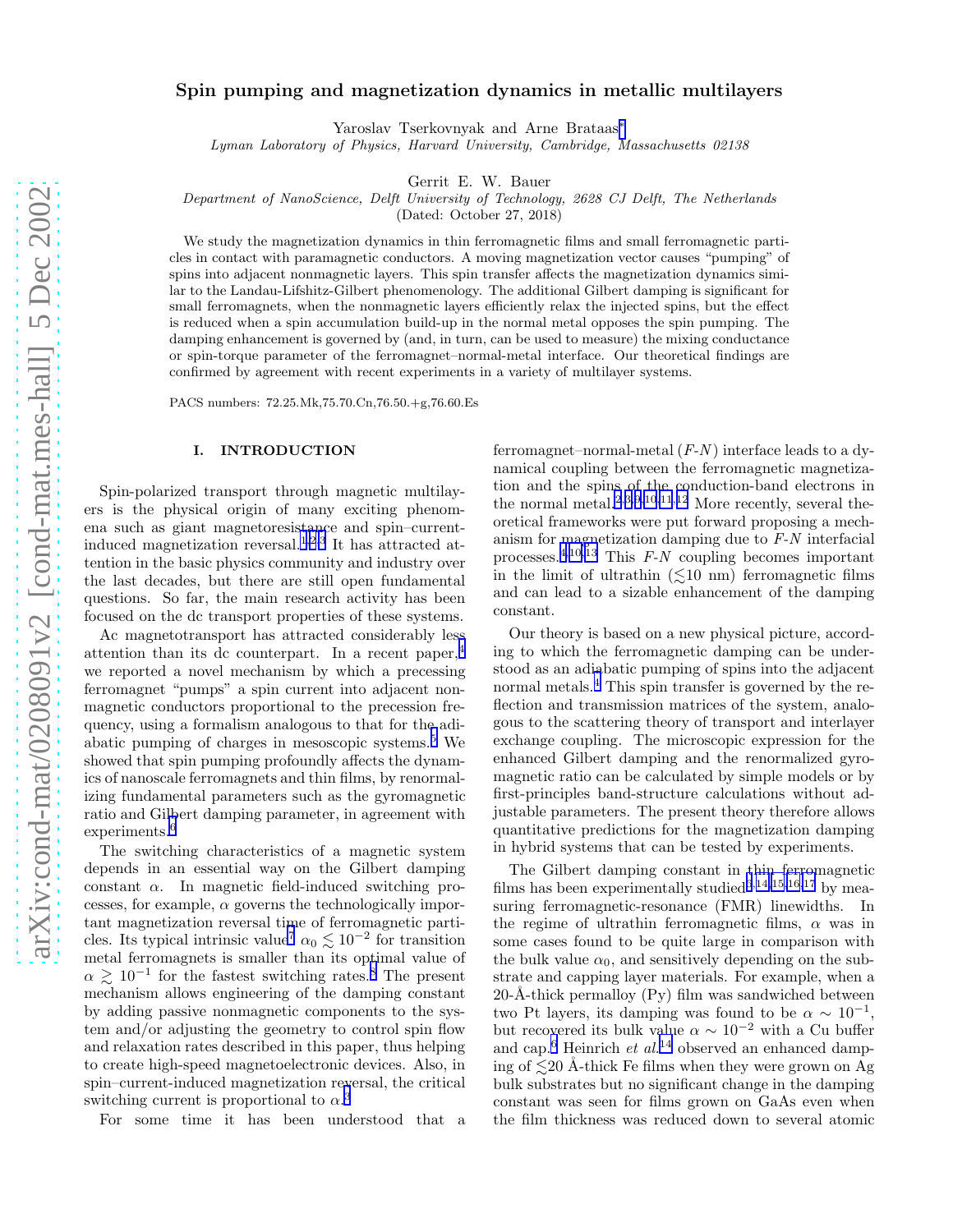# Spin pumping and magnetization dynamics in metallic multilayers

Yaroslav Tserkovnyak and Arne Brataas[*]

*Lyman Laboratory of Physics, Harvard University, Cambridge, Massachusetts 02138*

Gerrit E. W. Bauer

*Department of NanoScience, Delft University of Technology, 2628 CJ Delft, The Netherlands*

(Dated: October 27, 2018)

We study the magnetization dynamics in thin ferromagnetic films and small ferromagnetic particles in contact with paramagnetic conductors. A moving magnetization vector causes "pumping" of spins into adjacent nonmagnetic layers. This spin transfer affects the magnetization dynamics similar to the Landau-Lifshitz-Gilbert phenomenology. The additional Gilbert damping is significant for small ferromagnets, when the nonmagnetic layers efficiently relax the injected spins, but the effect is reduced when a spin accumulation build-up in the normal metal opposes the spin pumping. The damping enhancement is governed by (and, in turn, can be used to measure) the mixing conductance or spin-torque parameter of the ferromagnet–normal-metal interface. Our theoretical findings are confirmed by agreement with recent experiments in a variety of multilayer systems.

PACS numbers: 72.25.Mk,75.70.Cn,76.50.+g,76.60.Es

## I. INTRODUCTION

Spin-polarized transport through magnetic multilayers is the physical origin of many exciting phenomena such as giant magnetoresistance and spin–current-induced magnetization reversal.[1,2,3] It has attracted attention in the basic physics community and industry over the last decades, but there are still open fundamental questions. So far, the main research activity has been focused on the dc transport properties of these systems.

Ac magnetotransport has attracted considerably less attention than its dc counterpart. In a recent paper,[4] we reported a novel mechanism by which a precessing ferromagnet "pumps" a spin current into adjacent nonmagnetic conductors proportional to the precession frequency, using a formalism analogous to that for the adiabatic pumping of charges in mesoscopic systems.[5] We showed that spin pumping profoundly affects the dynamics of nanoscale ferromagnets and thin films, by renormalizing fundamental parameters such as the gyromagnetic ratio and Gilbert damping parameter, in agreement with experiments.[6]

The switching characteristics of a magnetic system depends in an essential way on the Gilbert damping constant $\alpha$. In magnetic field-induced switching processes, for example, $\alpha$ governs the technologically important magnetization reversal time of ferromagnetic particles. Its typical intrinsic value[7] $\alpha_0 \lesssim 10^{-2}$ for transition metal ferromagnets is smaller than its optimal value of $\alpha \gtrsim 10^{-1}$ for the fastest switching rates.[8] The present mechanism allows engineering of the damping constant by adding passive nonmagnetic components to the system and/or adjusting the geometry to control spin flow and relaxation rates described in this paper, thus helping to create high-speed magnetoelectronic devices. Also, in spin–current-induced magnetization reversal, the critical switching current is proportional to $\alpha$.[3]

For some time it has been understood that a ferromagnet–normal-metal ($F$-$N$) interface leads to a dynamical coupling between the ferromagnetic magnetization and the spins of the conduction-band electrons in the normal metal.[2,3,9,10,11,12] More recently, several theoretical frameworks were put forward proposing a mechanism for magnetization damping due to $F$-$N$ interfacial processes.[4,10,13] This $F$-$N$ coupling becomes important in the limit of ultrathin ($\lesssim$10 nm) ferromagnetic films and can lead to a sizable enhancement of the damping constant.

Our theory is based on a new physical picture, according to which the ferromagnetic damping can be understood as an adiabatic pumping of spins into the adjacent normal metals.[4] This spin transfer is governed by the reflection and transmission matrices of the system, analogous to the scattering theory of transport and interlayer exchange coupling. The microscopic expression for the enhanced Gilbert damping and the renormalized gyromagnetic ratio can be calculated by simple models or by first-principles band-structure calculations without adjustable parameters. The present theory therefore allows quantitative predictions for the magnetization damping in hybrid systems that can be tested by experiments.

The Gilbert damping constant in thin ferromagnetic films has been experimentally studied[6,14,15,16,17] by measuring ferromagnetic-resonance (FMR) linewidths. In the regime of ultrathin ferromagnetic films, $\alpha$ was in some cases found to be quite large in comparison with the bulk value $\alpha_0$, and sensitively depending on the substrate and capping layer materials. For example, when a 20-Å-thick permalloy (Py) film was sandwiched between two Pt layers, its damping was found to be $\alpha \sim 10^{-1}$, but recovered its bulk value $\alpha \sim 10^{-2}$ with a Cu buffer and cap.[6] Heinrich *et al.*[14] observed an enhanced damping of $\lesssim$20 Å-thick Fe films when they were grown on Ag bulk substrates but no significant change in the damping constant was seen for films grown on GaAs even when the film thickness was reduced down to several atomic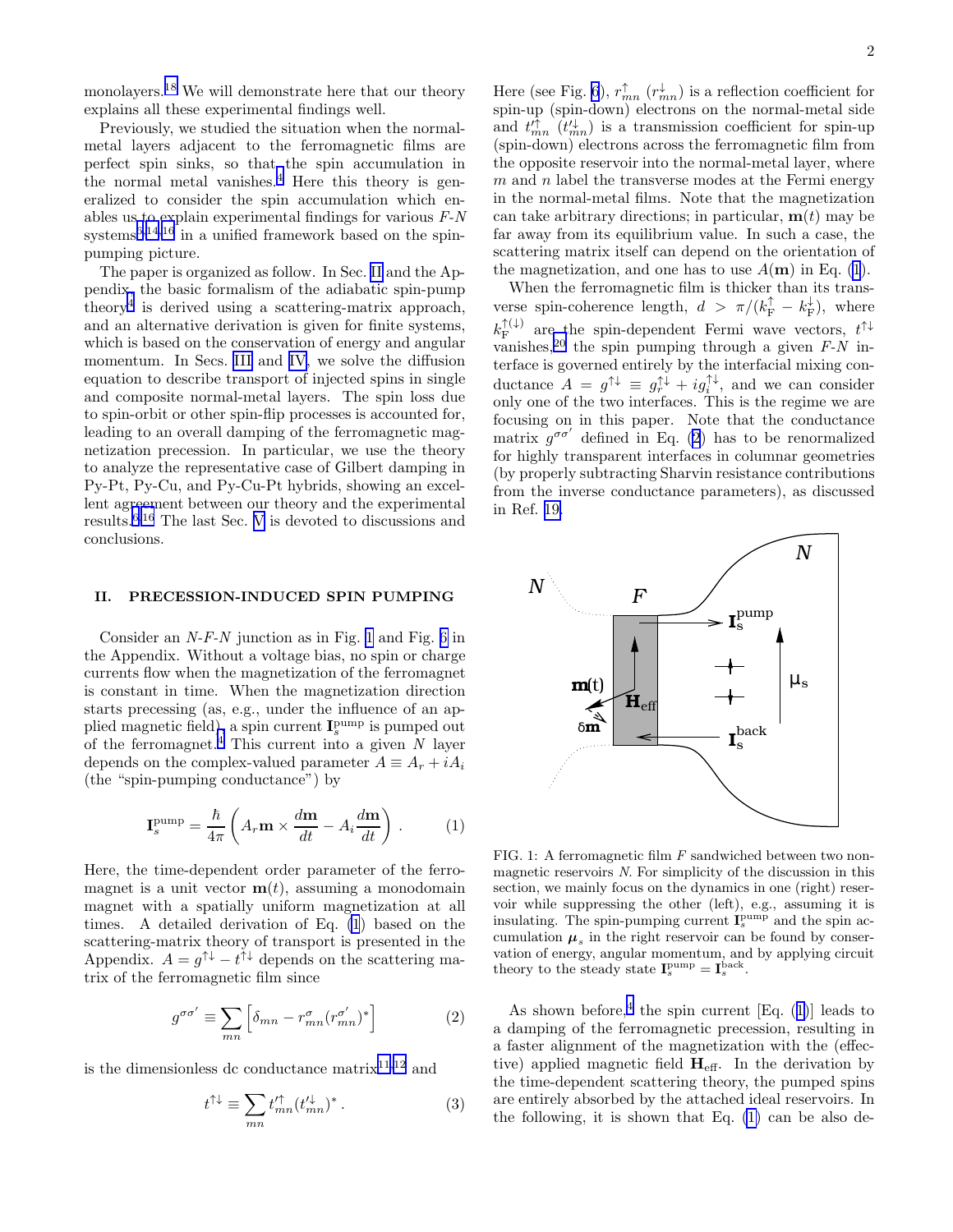monolayers.[18] We will demonstrate here that our theory explains all these experimental findings well.

Previously, we studied the situation when the normal-metal layers adjacent to the ferromagnetic films are perfect spin sinks, so that the spin accumulation in the normal metal vanishes.[4] Here this theory is generalized to consider the spin accumulation which enables us to explain experimental findings for various $F$-$N$ systems[5,14,16] in a unified framework based on the spin-pumping picture.

The paper is organized as follow. In Sec. II and the Appendix, the basic formalism of the adiabatic spin-pump theory[4] is derived using a scattering-matrix approach, and an alternative derivation is given for finite systems, which is based on the conservation of energy and angular momentum. In Secs. III and IV, we solve the diffusion equation to describe transport of injected spins in single and composite normal-metal layers. The spin loss due to spin-orbit or other spin-flip processes is accounted for, leading to an overall damping of the ferromagnetic magnetization precession. In particular, we use the theory to analyze the representative case of Gilbert damping in Py-Pt, Py-Cu, and Py-Cu-Pt hybrids, showing an excellent agreement between our theory and the experimental results.[5,16] The last Sec. V is devoted to discussions and conclusions.

## II. PRECESSION-INDUCED SPIN PUMPING

Consider an $N$-$F$-$N$ junction as in Fig. 1 and Fig. 6 in the Appendix. Without a voltage bias, no spin or charge currents flow when the magnetization of the ferromagnet is constant in time. When the magnetization direction starts precessing (as, e.g., under the influence of an applied magnetic field), a spin current $\mathbf{I}_s^{\rm pump}$ is pumped out of the ferromagnet.[4] This current into a given $N$ layer depends on the complex-valued parameter $A \equiv A_r + iA_i$ (the "spin-pumping conductance") by

$$\mathbf{I}_s^{\rm pump} = \frac{\hbar}{4\pi}\left(A_r \mathbf{m}\times\frac{d\mathbf{m}}{dt} - A_i\frac{d\mathbf{m}}{dt}\right). \qquad (1)$$

Here, the time-dependent order parameter of the ferromagnet is a unit vector $\mathbf{m}(t)$, assuming a monodomain magnet with a spatially uniform magnetization at all times. A detailed derivation of Eq. (1) based on the scattering-matrix theory of transport is presented in the Appendix. $A = g^{\uparrow\downarrow} - t^{\uparrow\downarrow}$ depends on the scattering matrix of the ferromagnetic film since

$$g^{\sigma\sigma'} \equiv \sum_{mn}\left[\delta_{mn} - r_{mn}^{\sigma}(r_{mn}^{\sigma'})^*\right] \qquad (2)$$

is the dimensionless dc conductance matrix[11,12] and

$$t^{\uparrow\downarrow} \equiv \sum_{mn} t'^{\uparrow}_{mn}(t'^{\downarrow}_{mn})^*. \qquad (3)$$

Here (see Fig. 6), $r_{mn}^{\uparrow}$ ($r_{mn}^{\downarrow}$) is a reflection coefficient for spin-up (spin-down) electrons on the normal-metal side and $t'^{\uparrow}_{mn}$ ($t'^{\downarrow}_{mn}$) is a transmission coefficient for spin-up (spin-down) electrons across the ferromagnetic film from the opposite reservoir into the normal-metal layer, where $m$ and $n$ label the transverse modes at the Fermi energy in the normal-metal films. Note that the magnetization can take arbitrary directions; in particular, $\mathbf{m}(t)$ may be far away from its equilibrium value. In such a case, the scattering matrix itself can depend on the orientation of the magnetization, and one has to use $A(\mathbf{m})$ in Eq. (1).

When the ferromagnetic film is thicker than its transverse spin-coherence length, $d > \pi/(k_{\rm F}^{\uparrow} - k_{\rm F}^{\downarrow})$, where $k_{\rm F}^{\uparrow(\downarrow)}$ are the spin-dependent Fermi wave vectors, $t^{\uparrow\downarrow}$ vanishes,[20] the spin pumping through a given $F$-$N$ interface is governed entirely by the interfacial mixing conductance $A = g^{\uparrow\downarrow} \equiv g_r^{\uparrow\downarrow} + ig_i^{\uparrow\downarrow}$, and we can consider only one of the two interfaces. This is the regime we are focusing on in this paper. Note that the conductance matrix $g^{\sigma\sigma'}$ defined in Eq. (2) has to be renormalized for highly transparent interfaces in columnar geometries (by properly subtracting Sharvin resistance contributions from the inverse conductance parameters), as discussed in Ref. 19.

FIG. 1: A ferromagnetic film $F$ sandwiched between two non-magnetic reservoirs $N$. For simplicity of the discussion in this section, we mainly focus on the dynamics in one (right) reservoir while suppressing the other (left), e.g., assuming it is insulating. The spin-pumping current $\mathbf{I}_s^{\rm pump}$ and the spin accumulation $\boldsymbol{\mu}_s$ in the right reservoir can be found by conservation of energy, angular momentum, and by applying circuit theory to the steady state $\mathbf{I}_s^{\rm pump} = \mathbf{I}_s^{\rm back}$.

As shown before,[4] the spin current [Eq. (1)] leads to a damping of the ferromagnetic precession, resulting in a faster alignment of the magnetization with the (effective) applied magnetic field $\mathbf{H}_{\rm eff}$. In the derivation by the time-dependent scattering theory, the pumped spins are entirely absorbed by the attached ideal reservoirs. In the following, it is shown that Eq. (1) can be also de-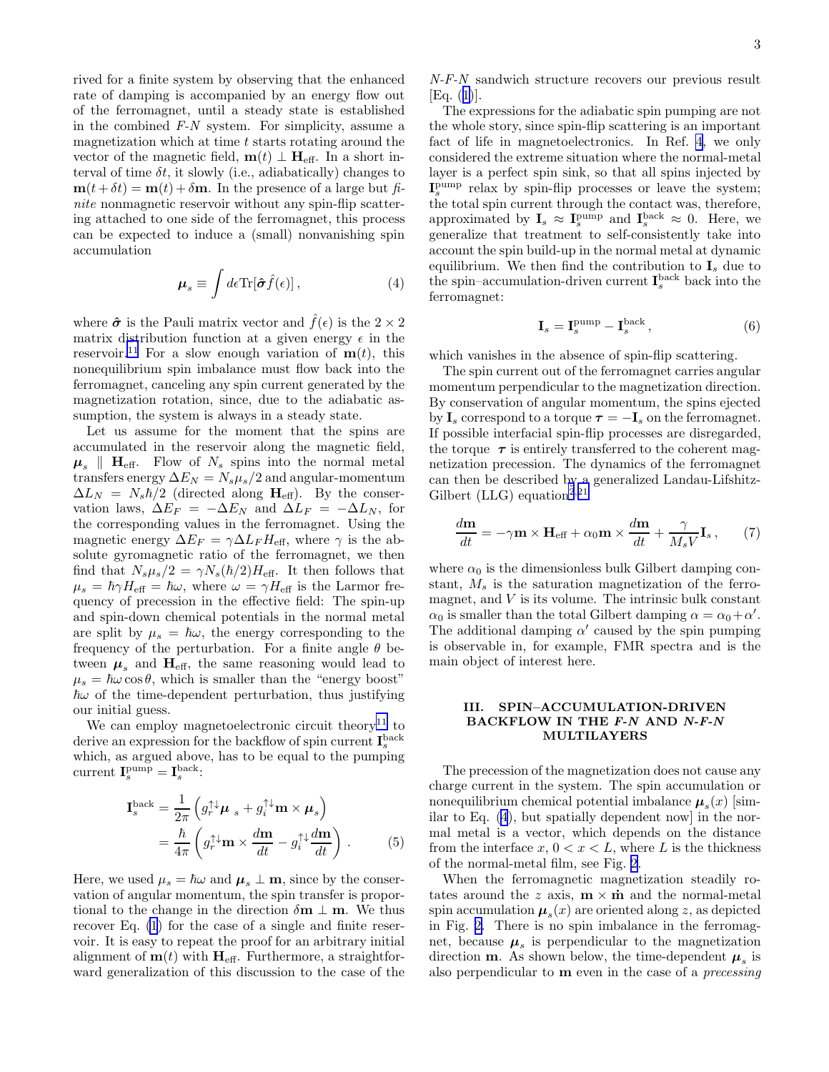rived for a finite system by observing that the enhanced rate of damping is accompanied by an energy flow out of the ferromagnet, until a steady state is established in the combined *F*-*N* system. For simplicity, assume a magnetization which at time $t$ starts rotating around the vector of the magnetic field, $\mathbf{m}(t) \perp \mathbf{H}_{\rm eff}$. In a short interval of time $\delta t$, it slowly (i.e., adiabatically) changes to $\mathbf{m}(t+\delta t) = \mathbf{m}(t) + \delta \mathbf{m}$. In the presence of a large but *finite* nonmagnetic reservoir without any spin-flip scattering attached to one side of the ferromagnet, this process can be expected to induce a (small) nonvanishing spin accumulation

$$\boldsymbol{\mu}_s \equiv \int d\epsilon \,\mathrm{Tr}[\hat{\boldsymbol{\sigma}} \hat{f}(\epsilon)] \,, \tag{4}$$

where $\hat{\boldsymbol{\sigma}}$ is the Pauli matrix vector and $\hat{f}(\epsilon)$ is the $2\times 2$ matrix distribution function at a given energy $\epsilon$ in the reservoir.[11] For a slow enough variation of $\mathbf{m}(t)$, this nonequilibrium spin imbalance must flow back into the ferromagnet, canceling any spin current generated by the magnetization rotation, since, due to the adiabatic assumption, the system is always in a steady state.

Let us assume for the moment that the spins are accumulated in the reservoir along the magnetic field, $\boldsymbol{\mu}_s \parallel \mathbf{H}_{\rm eff}$. Flow of $N_s$ spins into the normal metal transfers energy $\Delta E_N = N_s \mu_s/2$ and angular-momentum $\Delta L_N = N_s \hbar/2$ (directed along $\mathbf{H}_{\rm eff}$). By the conservation laws, $\Delta E_F = -\Delta E_N$ and $\Delta L_F = -\Delta L_N$, for the corresponding values in the ferromagnet. Using the magnetic energy $\Delta E_F = \gamma \Delta L_F H_{\rm eff}$, where $\gamma$ is the absolute gyromagnetic ratio of the ferromagnet, we then find that $N_s \mu_s/2 = \gamma N_s (\hbar/2) H_{\rm eff}$. It then follows that $\mu_s = \hbar \gamma H_{\rm eff} = \hbar\omega$, where $\omega = \gamma H_{\rm eff}$ is the Larmor frequency of precession in the effective field: The spin-up and spin-down chemical potentials in the normal metal are split by $\mu_s = \hbar\omega$, the energy corresponding to the frequency of the perturbation. For a finite angle $\theta$ between $\boldsymbol{\mu}_s$ and $\mathbf{H}_{\rm eff}$, the same reasoning would lead to $\mu_s = \hbar\omega\cos\theta$, which is smaller than the "energy boost" $\hbar\omega$ of the time-dependent perturbation, thus justifying our initial guess.

We can employ magnetoelectronic circuit theory[11] to derive an expression for the backflow of spin current $\mathbf{I}_s^{\rm back}$ which, as argued above, has to be equal to the pumping current $\mathbf{I}_s^{\rm pump} = \mathbf{I}_s^{\rm back}$:

$$\begin{aligned} \mathbf{I}_s^{\rm back} &= \frac{1}{2\pi}\left( g_r^{\uparrow\downarrow} \boldsymbol{\mu}_s + g_i^{\uparrow\downarrow} \mathbf{m}\times\boldsymbol{\mu}_s \right) \\ &= \frac{\hbar}{4\pi}\left( g_r^{\uparrow\downarrow} \mathbf{m}\times\frac{d\mathbf{m}}{dt} - g_i^{\uparrow\downarrow} \frac{d\mathbf{m}}{dt} \right) . \end{aligned} \tag{5}$$

Here, we used $\mu_s = \hbar\omega$ and $\boldsymbol{\mu}_s \perp \mathbf{m}$, since by the conservation of angular momentum, the spin transfer is proportional to the change in the direction $\delta\mathbf{m}\perp\mathbf{m}$. We thus recover Eq. (1) for the case of a single and finite reservoir. It is easy to repeat the proof for an arbitrary initial alignment of $\mathbf{m}(t)$ with $\mathbf{H}_{\rm eff}$. Furthermore, a straightforward generalization of this discussion to the case of the *N*-*F*-*N* sandwich structure recovers our previous result [Eq. (1)].

The expressions for the adiabatic spin pumping are not the whole story, since spin-flip scattering is an important fact of life in magnetoelectronics. In Ref. 4, we only considered the extreme situation where the normal-metal layer is a perfect spin sink, so that all spins injected by $\mathbf{I}_s^{\rm pump}$ relax by spin-flip processes or leave the system; the total spin current through the contact was, therefore, approximated by $\mathbf{I}_s \approx \mathbf{I}_s^{\rm pump}$ and $\mathbf{I}_s^{\rm back} \approx 0$. Here, we generalize that treatment to self-consistently take into account the spin build-up in the normal metal at dynamic equilibrium. We then find the contribution to $\mathbf{I}_s$ due to the spin–accumulation-driven current $\mathbf{I}_s^{\rm back}$ back into the ferromagnet:

$$\mathbf{I}_s = \mathbf{I}_s^{\rm pump} - \mathbf{I}_s^{\rm back} \,, \tag{6}$$

which vanishes in the absence of spin-flip scattering.

The spin current out of the ferromagnet carries angular momentum perpendicular to the magnetization direction. By conservation of angular momentum, the spins ejected by $\mathbf{I}_s$ correspond to a torque $\boldsymbol{\tau} = -\mathbf{I}_s$ on the ferromagnet. If possible interfacial spin-flip processes are disregarded, the torque $\boldsymbol{\tau}$ is entirely transferred to the coherent magnetization precession. The dynamics of the ferromagnet can then be described by a generalized Landau-Lifshitz-Gilbert (LLG) equation[2,21]

$$\frac{d\mathbf{m}}{dt} = -\gamma\mathbf{m}\times\mathbf{H}_{\rm eff} + \alpha_0 \mathbf{m}\times\frac{d\mathbf{m}}{dt} + \frac{\gamma}{M_s V}\mathbf{I}_s \,, \tag{7}$$

where $\alpha_0$ is the dimensionless bulk Gilbert damping constant, $M_s$ is the saturation magnetization of the ferromagnet, and $V$ is its volume. The intrinsic bulk constant $\alpha_0$ is smaller than the total Gilbert damping $\alpha = \alpha_0 + \alpha'$. The additional damping $\alpha'$ caused by the spin pumping is observable in, for example, FMR spectra and is the main object of interest here.

## III. SPIN–ACCUMULATION-DRIVEN BACKFLOW IN THE *F*-*N* AND *N*-*F*-*N* MULTILAYERS

The precession of the magnetization does not cause any charge current in the system. The spin accumulation or nonequilibrium chemical potential imbalance $\boldsymbol{\mu}_s(x)$ [similar to Eq. (4), but spatially dependent now] in the normal metal is a vector, which depends on the distance from the interface $x$, $0 < x < L$, where $L$ is the thickness of the normal-metal film, see Fig. 2.

When the ferromagnetic magnetization steadily rotates around the $z$ axis, $\mathbf{m}\times\dot{\mathbf{m}}$ and the normal-metal spin accumulation $\boldsymbol{\mu}_s(x)$ are oriented along $z$, as depicted in Fig. 2. There is no spin imbalance in the ferromagnet, because $\boldsymbol{\mu}_s$ is perpendicular to the magnetization direction $\mathbf{m}$. As shown below, the time-dependent $\boldsymbol{\mu}_s$ is also perpendicular to $\mathbf{m}$ even in the case of a *precessing*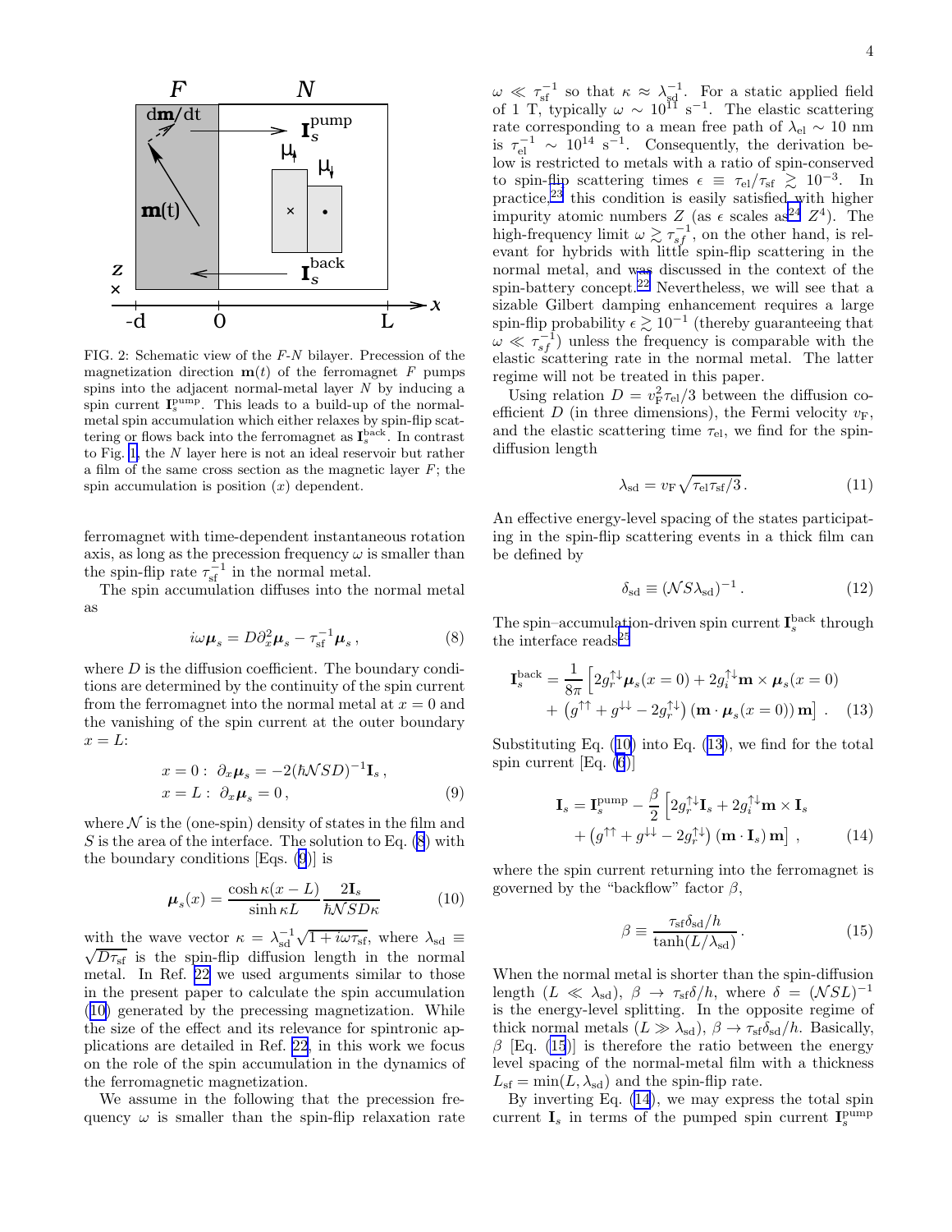FIG. 2: Schematic view of the $F$-$N$ bilayer. Precession of the magnetization direction $\mathbf{m}(t)$ of the ferromagnet $F$ pumps spins into the adjacent normal-metal layer $N$ by inducing a spin current $\mathbf{I}_s^{\rm pump}$. This leads to a build-up of the normal-metal spin accumulation which either relaxes by spin-flip scattering or flows back into the ferromagnet as $\mathbf{I}_s^{\rm back}$. In contrast to Fig. 1, the $N$ layer here is not an ideal reservoir but rather a film of the same cross section as the magnetic layer $F$; the spin accumulation is position ($x$) dependent.

ferromagnet with time-dependent instantaneous rotation axis, as long as the precession frequency $\omega$ is smaller than the spin-flip rate $\tau_{\rm sf}^{-1}$ in the normal metal.

The spin accumulation diffuses into the normal metal as

$$i\omega \boldsymbol{\mu}_s = D\partial_x^2 \boldsymbol{\mu}_s - \tau_{\rm sf}^{-1}\boldsymbol{\mu}_s \,, \tag{8}$$

where $D$ is the diffusion coefficient. The boundary conditions are determined by the continuity of the spin current from the ferromagnet into the normal metal at $x = 0$ and the vanishing of the spin current at the outer boundary $x = L$:

$$\begin{aligned} x = 0 :\ & \partial_x \boldsymbol{\mu}_s = -2(\hbar \mathcal{N} S D)^{-1}\mathbf{I}_s \,, \\ x = L :\ & \partial_x \boldsymbol{\mu}_s = 0 \,, \end{aligned} \tag{9}$$

where $\mathcal{N}$ is the (one-spin) density of states in the film and $S$ is the area of the interface. The solution to Eq. (8) with the boundary conditions [Eqs. (9)] is

$$\boldsymbol{\mu}_s(x) = \frac{\cosh \kappa(x-L)}{\sinh \kappa L}\frac{2\mathbf{I}_s}{\hbar \mathcal{N} S D \kappa} \tag{10}$$

with the wave vector $\kappa = \lambda_{\rm sd}^{-1}\sqrt{1+i\omega\tau_{\rm sf}}$, where $\lambda_{\rm sd} \equiv \sqrt{D\tau_{\rm sf}}$ is the spin-flip diffusion length in the normal metal. In Ref. 22 we used arguments similar to those in the present paper to calculate the spin accumulation (10) generated by the precessing magnetization. While the size of the effect and its relevance for spintronic applications are detailed in Ref. 22, in this work we focus on the role of the spin accumulation in the dynamics of the ferromagnetic magnetization.

We assume in the following that the precession frequency $\omega$ is smaller than the spin-flip relaxation rate $\omega \ll \tau_{\rm sf}^{-1}$ so that $\kappa \approx \lambda_{\rm sd}^{-1}$. For a static applied field of 1 T, typically $\omega \sim 10^{11}$ s$^{-1}$. The elastic scattering rate corresponding to a mean free path of $\lambda_{\rm el} \sim 10$ nm is $\tau_{\rm el}^{-1} \sim 10^{14}$ s$^{-1}$. Consequently, the derivation below is restricted to metals with a ratio of spin-conserved to spin-flip scattering times $\epsilon \equiv \tau_{\rm el}/\tau_{\rm sf} \gtrsim 10^{-3}$. In practice,[23] this condition is easily satisfied with higher impurity atomic numbers $Z$ (as $\epsilon$ scales as[24] $Z^4$). The high-frequency limit $\omega \gtrsim \tau_{sf}^{-1}$, on the other hand, is relevant for hybrids with little spin-flip scattering in the normal metal, and was discussed in the context of the spin-battery concept.[22] Nevertheless, we will see that a sizable Gilbert damping enhancement requires a large spin-flip probability $\epsilon \gtrsim 10^{-1}$ (thereby guaranteeing that $\omega \ll \tau_{sf}^{-1}$) unless the frequency is comparable with the elastic scattering rate in the normal metal. The latter regime will not be treated in this paper.

Using relation $D = v_{\rm F}^2\tau_{\rm el}/3$ between the diffusion coefficient $D$ (in three dimensions), the Fermi velocity $v_{\rm F}$, and the elastic scattering time $\tau_{\rm el}$, we find for the spin-diffusion length

$$\lambda_{\rm sd} = v_{\rm F}\sqrt{\tau_{\rm el}\tau_{\rm sf}/3} \,. \tag{11}$$

An effective energy-level spacing of the states participating in the spin-flip scattering events in a thick film can be defined by

$$\delta_{\rm sd} \equiv (\mathcal{N} S \lambda_{\rm sd})^{-1} \,. \tag{12}$$

The spin–accumulation-driven spin current $\mathbf{I}_s^{\rm back}$ through the interface reads[25]

$$\begin{aligned} \mathbf{I}_s^{\rm back} = \frac{1}{8\pi}\Big[ & 2g_r^{\uparrow\downarrow}\boldsymbol{\mu}_s(x=0) + 2g_i^{\uparrow\downarrow}\mathbf{m}\times\boldsymbol{\mu}_s(x=0) \\ & + \left(g^{\uparrow\uparrow}+g^{\downarrow\downarrow}-2g_r^{\uparrow\downarrow}\right)\left(\mathbf{m}\cdot\boldsymbol{\mu}_s(x=0)\right)\mathbf{m}\Big] \,. \end{aligned} \tag{13}$$

Substituting Eq. (10) into Eq. (13), we find for the total spin current [Eq. (6)]

$$\begin{aligned} \mathbf{I}_s = \mathbf{I}_s^{\rm pump} - \frac{\beta}{2}\Big[ & 2g_r^{\uparrow\downarrow}\mathbf{I}_s + 2g_i^{\uparrow\downarrow}\mathbf{m}\times\mathbf{I}_s \\ & + \left(g^{\uparrow\uparrow}+g^{\downarrow\downarrow}-2g_r^{\uparrow\downarrow}\right)\left(\mathbf{m}\cdot\mathbf{I}_s\right)\mathbf{m}\Big] \,, \end{aligned} \tag{14}$$

where the spin current returning into the ferromagnet is governed by the "backflow" factor $\beta$,

$$\beta \equiv \frac{\tau_{\rm sf}\delta_{\rm sd}/h}{\tanh(L/\lambda_{\rm sd})} \,. \tag{15}$$

When the normal metal is shorter than the spin-diffusion length ($L \ll \lambda_{\rm sd}$), $\beta \to \tau_{\rm sf}\delta/h$, where $\delta = (\mathcal{N}SL)^{-1}$ is the energy-level splitting. In the opposite regime of thick normal metals ($L \gg \lambda_{\rm sd}$), $\beta \to \tau_{\rm sf}\delta_{\rm sd}/h$. Basically, $\beta$ [Eq. (15)] is therefore the ratio between the energy level spacing of the normal-metal film with a thickness $L_{\rm sf} = \min(L, \lambda_{\rm sd})$ and the spin-flip rate.

By inverting Eq. (14), we may express the total spin current $\mathbf{I}_s$ in terms of the pumped spin current $\mathbf{I}_s^{\rm pump}$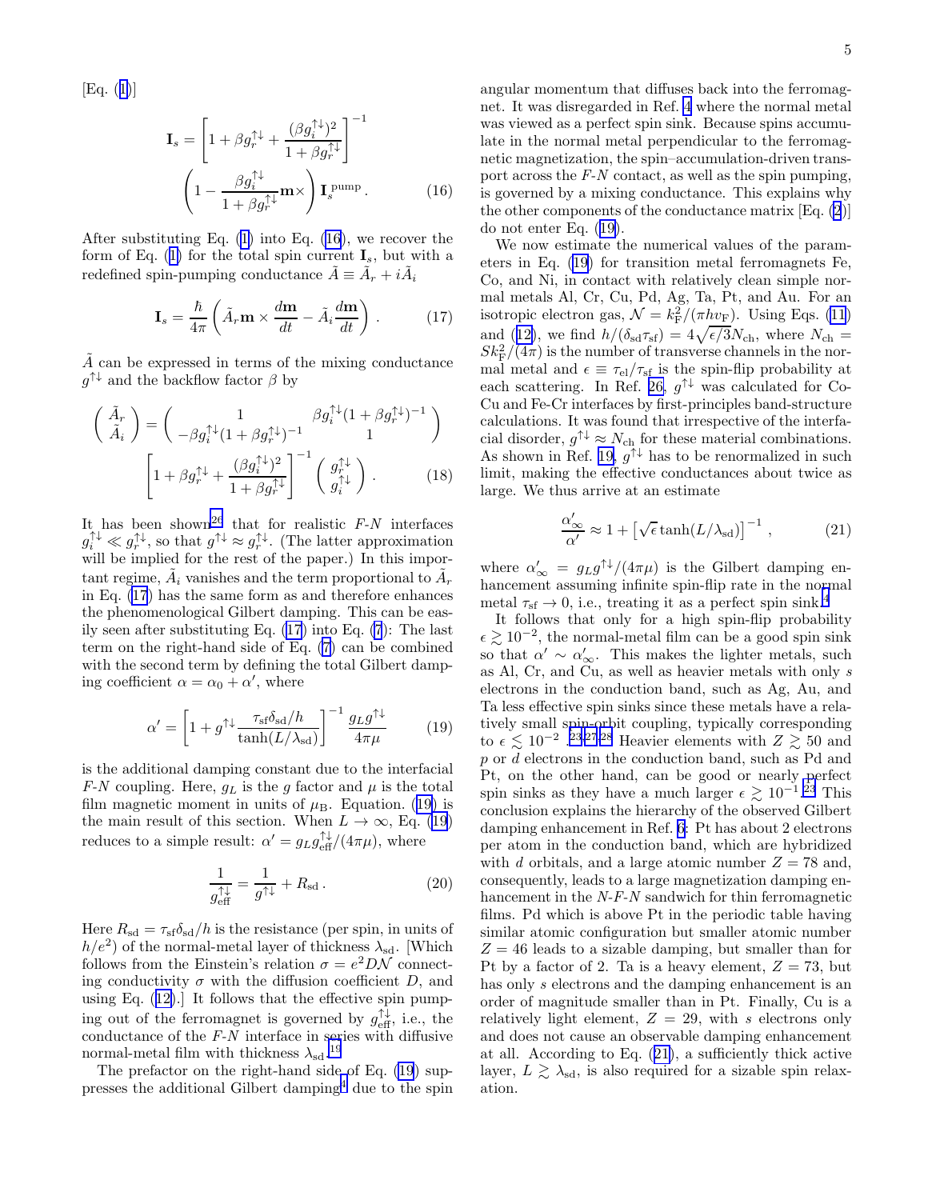[Eq. (1)]

$$\mathbf{I}_s = \left[1 + \beta g_r^{\uparrow\downarrow} + \frac{(\beta g_i^{\uparrow\downarrow})^2}{1+\beta g_r^{\uparrow\downarrow}}\right]^{-1} \left(1 - \frac{\beta g_i^{\uparrow\downarrow}}{1+\beta g_r^{\uparrow\downarrow}}\mathbf{m}\times\right)\mathbf{I}_s^{\mathrm{pump}}\,. \tag{16}$$

After substituting Eq. (1) into Eq. (16), we recover the form of Eq. (1) for the total spin current $\mathbf{I}_s$, but with a redefined spin-pumping conductance $\tilde{A} \equiv \tilde{A}_r + i\tilde{A}_i$

$$\mathbf{I}_s = \frac{\hbar}{4\pi}\left(\tilde{A}_r \mathbf{m}\times\frac{d\mathbf{m}}{dt} - \tilde{A}_i \frac{d\mathbf{m}}{dt}\right)\,. \tag{17}$$

$\tilde{A}$ can be expressed in terms of the mixing conductance $g^{\uparrow\downarrow}$ and the backflow factor $\beta$ by

$$\begin{pmatrix} \tilde{A}_r \\ \tilde{A}_i \end{pmatrix} = \begin{pmatrix} 1 & \beta g_i^{\uparrow\downarrow}(1+\beta g_r^{\uparrow\downarrow})^{-1} \\ -\beta g_i^{\uparrow\downarrow}(1+\beta g_r^{\uparrow\downarrow})^{-1} & 1 \end{pmatrix} \left[1 + \beta g_r^{\uparrow\downarrow} + \frac{(\beta g_i^{\uparrow\downarrow})^2}{1+\beta g_r^{\uparrow\downarrow}}\right]^{-1} \begin{pmatrix} g_r^{\uparrow\downarrow} \\ g_i^{\uparrow\downarrow} \end{pmatrix}\,. \tag{18}$$

It has been shown[26] that for realistic $F$-$N$ interfaces $g_i^{\uparrow\downarrow} \ll g_r^{\uparrow\downarrow}$, so that $g^{\uparrow\downarrow} \approx g_r^{\uparrow\downarrow}$. (The latter approximation will be implied for the rest of the paper.) In this important regime, $\tilde{A}_i$ vanishes and the term proportional to $\tilde{A}_r$ in Eq. (17) has the same form as and therefore enhances the phenomenological Gilbert damping. This can be easily seen after substituting Eq. (17) into Eq. (7): The last term on the right-hand side of Eq. (7) can be combined with the second term by defining the total Gilbert damping coefficient $\alpha = \alpha_0 + \alpha'$, where

$$\alpha' = \left[1 + g^{\uparrow\downarrow}\frac{\tau_{\mathrm{sf}}\delta_{\mathrm{sd}}/h}{\tanh(L/\lambda_{\mathrm{sd}})}\right]^{-1} \frac{g_L g^{\uparrow\downarrow}}{4\pi\mu} \tag{19}$$

is the additional damping constant due to the interfacial $F$-$N$ coupling. Here, $g_L$ is the $g$ factor and $\mu$ is the total film magnetic moment in units of $\mu_{\mathrm{B}}$. Equation. (19) is the main result of this section. When $L \to \infty$, Eq. (19) reduces to a simple result: $\alpha' = g_L g_{\mathrm{eff}}^{\uparrow\downarrow}/(4\pi\mu)$, where

$$\frac{1}{g_{\mathrm{eff}}^{\uparrow\downarrow}} = \frac{1}{g^{\uparrow\downarrow}} + R_{\mathrm{sd}}\,. \tag{20}$$

Here $R_{\mathrm{sd}} = \tau_{\mathrm{sf}}\delta_{\mathrm{sd}}/h$ is the resistance (per spin, in units of $h/e^2$) of the normal-metal layer of thickness $\lambda_{\mathrm{sd}}$. [Which follows from the Einstein's relation $\sigma = e^2 D\mathcal{N}$ connecting conductivity $\sigma$ with the diffusion coefficient $D$, and using Eq. (12).] It follows that the effective spin pumping out of the ferromagnet is governed by $g_{\mathrm{eff}}^{\uparrow\downarrow}$, i.e., the conductance of the $F$-$N$ interface in series with diffusive normal-metal film with thickness $\lambda_{\mathrm{sd}}$.[19]

The prefactor on the right-hand side of Eq. (19) suppresses the additional Gilbert damping[4] due to the spin angular momentum that diffuses back into the ferromagnet. It was disregarded in Ref. 4 where the normal metal was viewed as a perfect spin sink. Because spins accumulate in the normal metal perpendicular to the ferromagnetic magnetization, the spin–accumulation-driven transport across the $F$-$N$ contact, as well as the spin pumping, is governed by a mixing conductance. This explains why the other components of the conductance matrix [Eq. (2)] do not enter Eq. (19).

We now estimate the numerical values of the parameters in Eq. (19) for transition metal ferromagnets Fe, Co, and Ni, in contact with relatively clean simple normal metals Al, Cr, Cu, Pd, Ag, Ta, Pt, and Au. For an isotropic electron gas, $\mathcal{N} = k_{\mathrm{F}}^2/(\pi h v_{\mathrm{F}})$. Using Eqs. (11) and (12), we find $h/(\delta_{\mathrm{sd}}\tau_{\mathrm{sf}}) = 4\sqrt{\epsilon/3}N_{\mathrm{ch}}$, where $N_{\mathrm{ch}} = Sk_{\mathrm{F}}^2/(4\pi)$ is the number of transverse channels in the normal metal and $\epsilon \equiv \tau_{\mathrm{el}}/\tau_{\mathrm{sf}}$ is the spin-flip probability at each scattering. In Ref. 26, $g^{\uparrow\downarrow}$ was calculated for Co-Cu and Fe-Cr interfaces by first-principles band-structure calculations. It was found that irrespective of the interfacial disorder, $g^{\uparrow\downarrow} \approx N_{\mathrm{ch}}$ for these material combinations. As shown in Ref. 19, $g^{\uparrow\downarrow}$ has to be renormalized in such limit, making the effective conductances about twice as large. We thus arrive at an estimate

$$\frac{\alpha'_\infty}{\alpha'} \approx 1 + \left[\sqrt{\epsilon}\tanh(L/\lambda_{\mathrm{sd}})\right]^{-1}\,, \tag{21}$$

where $\alpha'_\infty = g_L g^{\uparrow\downarrow}/(4\pi\mu)$ is the Gilbert damping enhancement assuming infinite spin-flip rate in the normal metal $\tau_{\mathrm{sf}} \to 0$, i.e., treating it as a perfect spin sink.[4]

It follows that only for a high spin-flip probability $\epsilon \gtrsim 10^{-2}$, the normal-metal film can be a good spin sink so that $\alpha' \sim \alpha'_\infty$. This makes the lighter metals, such as Al, Cr, and Cu, as well as heavier metals with only $s$ electrons in the conduction band, such as Ag, Au, and Ta less effective spin sinks since these metals have a relatively small spin-orbit coupling, typically corresponding to $\epsilon \lesssim 10^{-2}$.[23,27,28] Heavier elements with $Z \gtrsim 50$ and $p$ or $d$ electrons in the conduction band, such as Pd and Pt, on the other hand, can be good or nearly perfect spin sinks as they have a much larger $\epsilon \gtrsim 10^{-1}$.[23] This conclusion explains the hierarchy of the observed Gilbert damping enhancement in Ref. 6: Pt has about 2 electrons per atom in the conduction band, which are hybridized with $d$ orbitals, and a large atomic number $Z = 78$ and, consequently, leads to a large magnetization damping enhancement in the $N$-$F$-$N$ sandwich for thin ferromagnetic films. Pd which is above Pt in the periodic table having similar atomic configuration but smaller atomic number $Z = 46$ leads to a sizable damping, but smaller than for Pt by a factor of 2. Ta is a heavy element, $Z = 73$, but has only $s$ electrons and the damping enhancement is an order of magnitude smaller than in Pt. Finally, Cu is a relatively light element, $Z = 29$, with $s$ electrons only and does not cause an observable damping enhancement at all. According to Eq. (21), a sufficiently thick active layer, $L \gtrsim \lambda_{\mathrm{sd}}$, is also required for a sizable spin relaxation.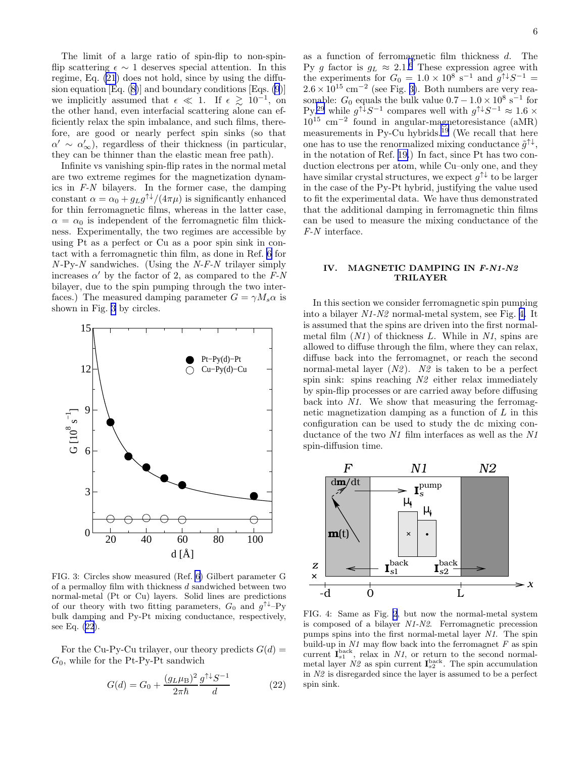The limit of a large ratio of spin-flip to non-spin-flip scattering $\epsilon \sim 1$ deserves special attention. In this regime, Eq. (21) does not hold, since by using the diffusion equation [Eq. (8)] and boundary conditions [Eqs. (9)] we implicitly assumed that $\epsilon \ll 1$. If $\epsilon \gtrsim 10^{-1}$, on the other hand, even interfacial scattering alone can efficiently relax the spin imbalance, and such films, therefore, are good or nearly perfect spin sinks (so that $\alpha' \sim \alpha'_\infty$), regardless of their thickness (in particular, they can be thinner than the elastic mean free path).

Infinite vs vanishing spin-flip rates in the normal metal are two extreme regimes for the magnetization dynamics in *F*-*N* bilayers. In the former case, the damping constant $\alpha = \alpha_0 + g_L g^{\uparrow\downarrow}/(4\pi\mu)$ is significantly enhanced for thin ferromagnetic films, whereas in the latter case, $\alpha = \alpha_0$ is independent of the ferromagnetic film thickness. Experimentally, the two regimes are accessible by using Pt as a perfect or Cu as a poor spin sink in contact with a ferromagnetic thin film, as done in Ref. 6 for *N*-Py-*N* sandwiches. (Using the *N*-*F*-*N* trilayer simply increases $\alpha'$ by the factor of 2, as compared to the *F*-*N* bilayer, due to the spin pumping through the two interfaces.) The measured damping parameter $G = \gamma M_s \alpha$ is shown in Fig. 3 by circles.

FIG. 3: Circles show measured (Ref. 6) Gilbert parameter G of a permalloy film with thickness $d$ sandwiched between two normal-metal (Pt or Cu) layers. Solid lines are predictions of our theory with two fitting parameters, $G_0$ and $g^{\uparrow\downarrow}$–Py bulk damping and Py-Pt mixing conductance, respectively, see Eq. (22).

For the Cu-Py-Cu trilayer, our theory predicts $G(d) = G_0$, while for the Pt-Py-Pt sandwich

$$G(d) = G_0 + \frac{(g_L \mu_B)^2}{2\pi\hbar} \frac{g^{\uparrow\downarrow} S^{-1}}{d} \tag{22}$$

as a function of ferromagnetic film thickness $d$. The Py $g$ factor is $g_L \approx 2.1$.[5] These expression agree with the experiments for $G_0 = 1.0 \times 10^8$ s$^{-1}$ and $g^{\uparrow\downarrow} S^{-1} = 2.6 \times 10^{15}$ cm$^{-2}$ (see Fig. 3). Both numbers are very reasonable: $G_0$ equals the bulk value $0.7 - 1.0 \times 10^8$ s$^{-1}$ for Py,[29] while $g^{\uparrow\downarrow} S^{-1}$ compares well with $g^{\uparrow\downarrow} S^{-1} \approx 1.6 \times 10^{15}$ cm$^{-2}$ found in angular-magnetoresistance (aMR) measurements in Py-Cu hybrids.[19] (We recall that here one has to use the renormalized mixing conductance $\tilde{g}^{\uparrow\downarrow}$, in the notation of Ref. 19.) In fact, since Pt has two conduction electrons per atom, while Cu–only one, and they have similar crystal structures, we expect $g^{\uparrow\downarrow}$ to be larger in the case of the Py-Pt hybrid, justifying the value used to fit the experimental data. We have thus demonstrated that the additional damping in ferromagnetic thin films can be used to measure the mixing conductance of the *F*-*N* interface.

## IV. MAGNETIC DAMPING IN *F-N1-N2* TRILAYER

In this section we consider ferromagnetic spin pumping into a bilayer *N1*-*N2* normal-metal system, see Fig. 4. It is assumed that the spins are driven into the first normal-metal film (*N1*) of thickness $L$. While in *N1*, spins are allowed to diffuse through the film, where they can relax, diffuse back into the ferromagnet, or reach the second normal-metal layer (*N2*). *N2* is taken to be a perfect spin sink: spins reaching *N2* either relax immediately by spin-flip processes or are carried away before diffusing back into *N1*. We show that measuring the ferromagnetic magnetization damping as a function of $L$ in this configuration can be used to study the dc mixing conductance of the two *N1* film interfaces as well as the *N1* spin-diffusion time.

FIG. 4: Same as Fig. 2, but now the normal-metal system is composed of a bilayer *N1*-*N2*. Ferromagnetic precession pumps spins into the first normal-metal layer *N1*. The spin build-up in *N1* may flow back into the ferromagnet *F* as spin current $\mathbf{I}_{s1}^{\text{back}}$, relax in *N1*, or return to the second normal-metal layer *N2* as spin current $\mathbf{I}_{s2}^{\text{back}}$. The spin accumulation in *N2* is disregarded since the layer is assumed to be a perfect spin sink.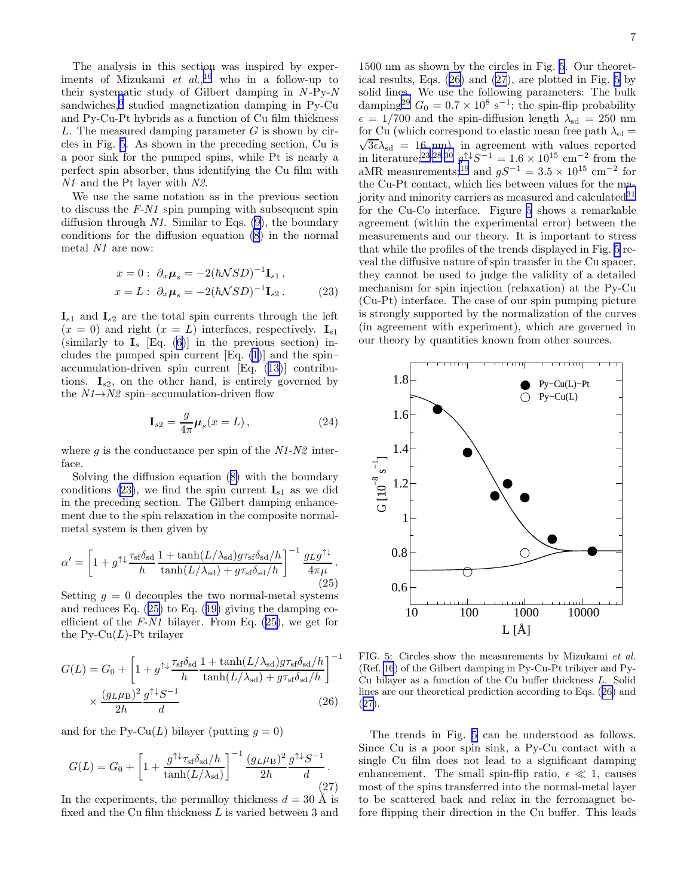The analysis in this section was inspired by experiments of Mizukami *et al.*[16] who in a follow-up to their systematic study of Gilbert damping in *N*-Py-*N* sandwiches,[3] studied magnetization damping in Py-Cu and Py-Cu-Pt hybrids as a function of Cu film thickness $L$. The measured damping parameter $G$ is shown by circles in Fig. 5. As shown in the preceding section, Cu is a poor sink for the pumped spins, while Pt is nearly a perfect spin absorber, thus identifying the Cu film with *N1* and the Pt layer with *N2*.

We use the same notation as in the previous section to discuss the *F-N1* spin pumping with subsequent spin diffusion through *N1*. Similar to Eqs. (9), the boundary conditions for the diffusion equation (8) in the normal metal *N1* are now:

$$
\begin{aligned}
x = 0: \ \partial_x \boldsymbol{\mu}_s &= -2(\hbar \mathcal{N} S D)^{-1} \mathbf{I}_{s1} \,, \\
x = L: \ \partial_x \boldsymbol{\mu}_s &= -2(\hbar \mathcal{N} S D)^{-1} \mathbf{I}_{s2} \,.
\end{aligned}
\tag{23}
$$

$\mathbf{I}_{s1}$ and $\mathbf{I}_{s2}$ are the total spin currents through the left ($x = 0$) and right ($x = L$) interfaces, respectively. $\mathbf{I}_{s1}$ (similarly to $\mathbf{I}_s$ [Eq. (6)] in the previous section) includes the pumped spin current [Eq. (1)] and the spin–accumulation-driven spin current [Eq. (13)] contributions. $\mathbf{I}_{s2}$, on the other hand, is entirely governed by the *N1*→*N2* spin–accumulation-driven flow

$$
\mathbf{I}_{s2} = \frac{g}{4\pi} \boldsymbol{\mu}_s(x = L) \,,
\tag{24}
$$

where $g$ is the conductance per spin of the *N1-N2* interface.

Solving the diffusion equation (8) with the boundary conditions (23), we find the spin current $\mathbf{I}_{s1}$ as we did in the preceding section. The Gilbert damping enhancement due to the spin relaxation in the composite normal-metal system is then given by

$$
\alpha' = \left[ 1 + g^{\uparrow\downarrow} \frac{\tau_{\rm sf} \delta_{\rm sd}}{h} \frac{1 + \tanh(L/\lambda_{\rm sd}) g \tau_{\rm sf} \delta_{\rm sd}/h}{\tanh(L/\lambda_{\rm sd}) + g \tau_{\rm sf} \delta_{\rm sd}/h} \right]^{-1} \frac{g_L g^{\uparrow\downarrow}}{4\pi\mu} \,.
\tag{25}
$$

Setting $g = 0$ decouples the two normal-metal systems and reduces Eq. (25) to Eq. (19) giving the damping coefficient of the *F-N1* bilayer. From Eq. (25), we get for the Py-Cu($L$)-Pt trilayer

$$
\begin{aligned}
G(L) = G_0 &+ \left[ 1 + g^{\uparrow\downarrow} \frac{\tau_{\rm sf} \delta_{\rm sd}}{h} \frac{1 + \tanh(L/\lambda_{\rm sd}) g \tau_{\rm sf} \delta_{\rm sd}/h}{\tanh(L/\lambda_{\rm sd}) + g \tau_{\rm sf} \delta_{\rm sd}/h} \right]^{-1} \\
&\times \frac{(g_L \mu_{\rm B})^2}{2h} \frac{g^{\uparrow\downarrow} S^{-1}}{d}
\end{aligned}
\tag{26}
$$

and for the Py-Cu($L$) bilayer (putting $g = 0$)

$$
G(L) = G_0 + \left[ 1 + \frac{g^{\uparrow\downarrow} \tau_{\rm sf} \delta_{\rm sd}/h}{\tanh(L/\lambda_{\rm sd})} \right]^{-1} \frac{(g_L \mu_{\rm B})^2}{2h} \frac{g^{\uparrow\downarrow} S^{-1}}{d} \,.
\tag{27}
$$

In the experiments, the permalloy thickness $d = 30$ Å is fixed and the Cu film thickness $L$ is varied between 3 and 1500 nm as shown by the circles in Fig. 5. Our theoretical results, Eqs. (26) and (27), are plotted in Fig. 5 by solid lines. We use the following parameters: The bulk damping[29] $G_0 = 0.7 \times 10^8$ s$^{-1}$; the spin-flip probability $\epsilon = 1/700$ and the spin-diffusion length $\lambda_{\rm sd} = 250$ nm for Cu (which correspond to elastic mean free path $\lambda_{\rm el} = \sqrt{3\epsilon}\lambda_{\rm sd} = 16$ nm) in agreement with values reported in literature;[23,28,30] $g^{\uparrow\downarrow} S^{-1} = 1.6 \times 10^{15}$ cm$^{-2}$ from the aMR measurements;[19] and $g S^{-1} = 3.5 \times 10^{15}$ cm$^{-2}$ for the Cu-Pt contact, which lies between values for the majority and minority carriers as measured and calculated[31] for the Cu-Co interface. Figure 5 shows a remarkable agreement (within the experimental error) between the measurements and our theory. It is important to stress that while the profiles of the trends displayed in Fig. 5 reveal the diffusive nature of spin transfer in the Cu spacer, they cannot be used to judge the validity of a detailed mechanism for spin injection (relaxation) at the Py-Cu (Cu-Pt) interface. The case of our spin pumping picture is strongly supported by the normalization of the curves (in agreement with experiment), which are governed in our theory by quantities known from other sources.

FIG. 5: Circles show the measurements by Mizukami *et al.* (Ref. 16) of the Gilbert damping in Py-Cu-Pt trilayer and Py-Cu bilayer as a function of the Cu buffer thickness $L$. Solid lines are our theoretical prediction according to Eqs. (26) and (27).

The trends in Fig. 5 can be understood as follows. Since Cu is a poor spin sink, a Py-Cu contact with a single Cu film does not lead to a significant damping enhancement. The small spin-flip ratio, $\epsilon \ll 1$, causes most of the spins transferred into the normal-metal layer to be scattered back and relax in the ferromagnet before flipping their direction in the Cu buffer. This leads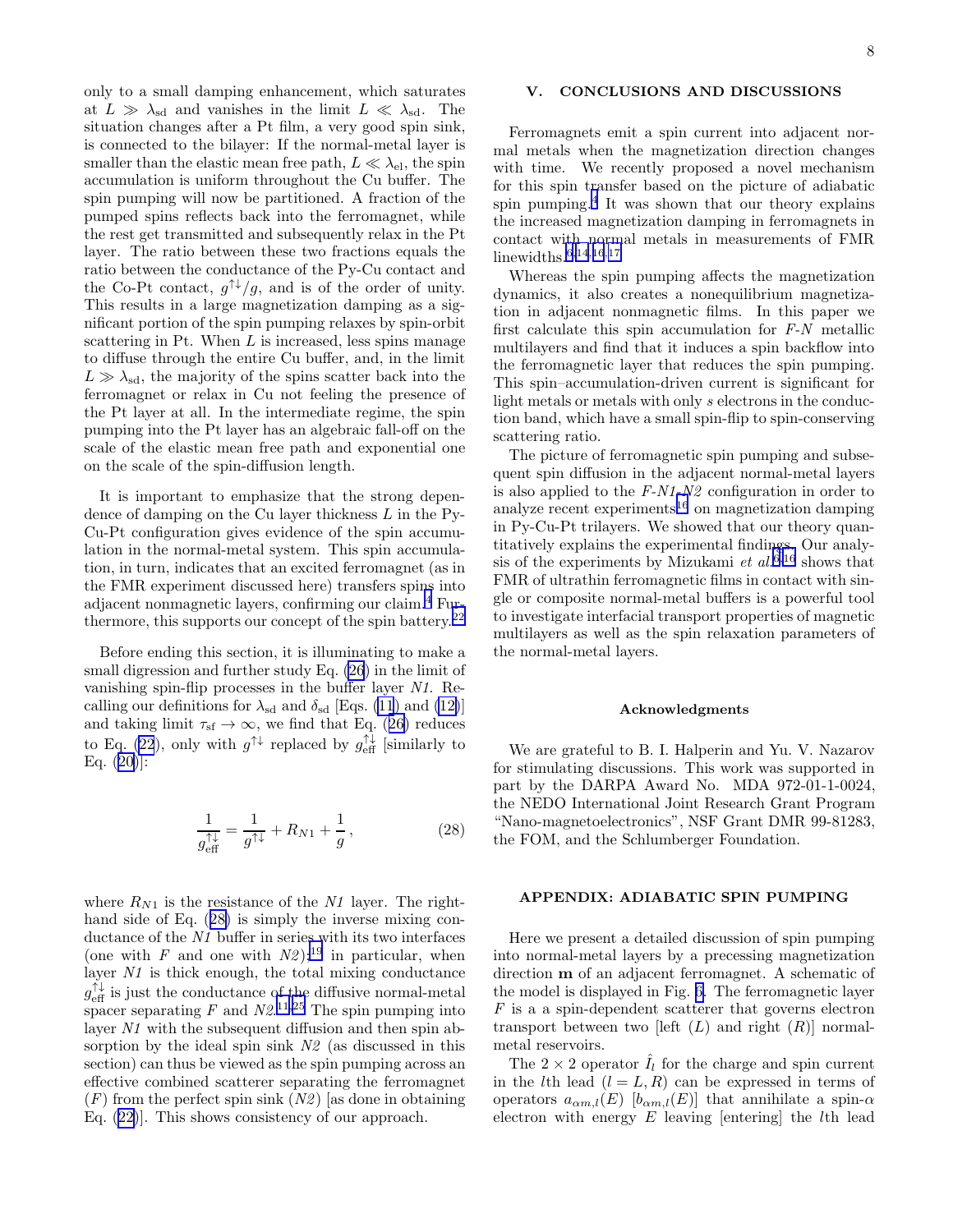only to a small damping enhancement, which saturates at $L \gg \lambda_{\rm sd}$ and vanishes in the limit $L \ll \lambda_{\rm sd}$. The situation changes after a Pt film, a very good spin sink, is connected to the bilayer: If the normal-metal layer is smaller than the elastic mean free path, $L \ll \lambda_{\rm el}$, the spin accumulation is uniform throughout the Cu buffer. The spin pumping will now be partitioned. A fraction of the pumped spins reflects back into the ferromagnet, while the rest get transmitted and subsequently relax in the Pt layer. The ratio between these two fractions equals the ratio between the conductance of the Py-Cu contact and the Co-Pt contact, $g^{\uparrow\downarrow}/g$, and is of the order of unity. This results in a large magnetization damping as a significant portion of the spin pumping relaxes by spin-orbit scattering in Pt. When $L$ is increased, less spins manage to diffuse through the entire Cu buffer, and, in the limit $L \gg \lambda_{\rm sd}$, the majority of the spins scatter back into the ferromagnet or relax in Cu not feeling the presence of the Pt layer at all. In the intermediate regime, the spin pumping into the Pt layer has an algebraic fall-off on the scale of the elastic mean free path and exponential one on the scale of the spin-diffusion length.

It is important to emphasize that the strong dependence of damping on the Cu layer thickness $L$ in the Py-Cu-Pt configuration gives evidence of the spin accumulation in the normal-metal system. This spin accumulation, in turn, indicates that an excited ferromagnet (as in the FMR experiment discussed here) transfers spins into adjacent nonmagnetic layers, confirming our claim.[4] Furthermore, this supports our concept of the spin battery.[22]

Before ending this section, it is illuminating to make a small digression and further study Eq. (26) in the limit of vanishing spin-flip processes in the buffer layer *N1*. Recalling our definitions for $\lambda_{\rm sd}$ and $\delta_{\rm sd}$ [Eqs. (11) and (12)] and taking limit $\tau_{\rm sf} \to \infty$, we find that Eq. (26) reduces to Eq. (22), only with $g^{\uparrow\downarrow}$ replaced by $g^{\uparrow\downarrow}_{\rm eff}$ [similarly to Eq. (20)]:

$$\frac{1}{g^{\uparrow\downarrow}_{\rm eff}} = \frac{1}{g^{\uparrow\downarrow}} + R_{N1} + \frac{1}{g}\,, \tag{28}$$

where $R_{N1}$ is the resistance of the *N1* layer. The right-hand side of Eq. (28) is simply the inverse mixing conductance of the *N1* buffer in series with its two interfaces (one with $F$ and one with *N2*);[19] in particular, when layer *N1* is thick enough, the total mixing conductance $g^{\uparrow\downarrow}_{\rm eff}$ is just the conductance of the diffusive normal-metal spacer separating $F$ and *N2*.[11,25] The spin pumping into layer *N1* with the subsequent diffusion and then spin absorption by the ideal spin sink *N2* (as discussed in this section) can thus be viewed as the spin pumping across an effective combined scatterer separating the ferromagnet ($F$) from the perfect spin sink (*N2*) [as done in obtaining Eq. (22)]. This shows consistency of our approach.

## V. CONCLUSIONS AND DISCUSSIONS

Ferromagnets emit a spin current into adjacent normal metals when the magnetization direction changes with time. We recently proposed a novel mechanism for this spin transfer based on the picture of adiabatic spin pumping.[4] It was shown that our theory explains the increased magnetization damping in ferromagnets in contact with normal metals in measurements of FMR linewidths.[6,14,16,17]

Whereas the spin pumping affects the magnetization dynamics, it also creates a nonequilibrium magnetization in adjacent nonmagnetic films. In this paper we first calculate this spin accumulation for *F-N* metallic multilayers and find that it induces a spin backflow into the ferromagnetic layer that reduces the spin pumping. This spin–accumulation-driven current is significant for light metals or metals with only $s$ electrons in the conduction band, which have a small spin-flip to spin-conserving scattering ratio.

The picture of ferromagnetic spin pumping and subsequent spin diffusion in the adjacent normal-metal layers is also applied to the *F-N1-N2* configuration in order to analyze recent experiments[16] on magnetization damping in Py-Cu-Pt trilayers. We showed that our theory quantitatively explains the experimental findings. Our analysis of the experiments by Mizukami *et al.*[6,16] shows that FMR of ultrathin ferromagnetic films in contact with single or composite normal-metal buffers is a powerful tool to investigate interfacial transport properties of magnetic multilayers as well as the spin relaxation parameters of the normal-metal layers.

### Acknowledgments

We are grateful to B. I. Halperin and Yu. V. Nazarov for stimulating discussions. This work was supported in part by the DARPA Award No. MDA 972-01-1-0024, the NEDO International Joint Research Grant Program "Nano-magnetoelectronics", NSF Grant DMR 99-81283, the FOM, and the Schlumberger Foundation.

## APPENDIX: ADIABATIC SPIN PUMPING

Here we present a detailed discussion of spin pumping into normal-metal layers by a precessing magnetization direction $\mathbf{m}$ of an adjacent ferromagnet. A schematic of the model is displayed in Fig. 6. The ferromagnetic layer $F$ is a a spin-dependent scatterer that governs electron transport between two [left ($L$) and right ($R$)] normal-metal reservoirs.

The $2 \times 2$ operator $\hat{I}_l$ for the charge and spin current in the $l$th lead ($l = L, R$) can be expressed in terms of operators $a_{\alpha m,l}(E)$ [$b_{\alpha m,l}(E)$] that annihilate a spin-$\alpha$ electron with energy $E$ leaving [entering] the $l$th lead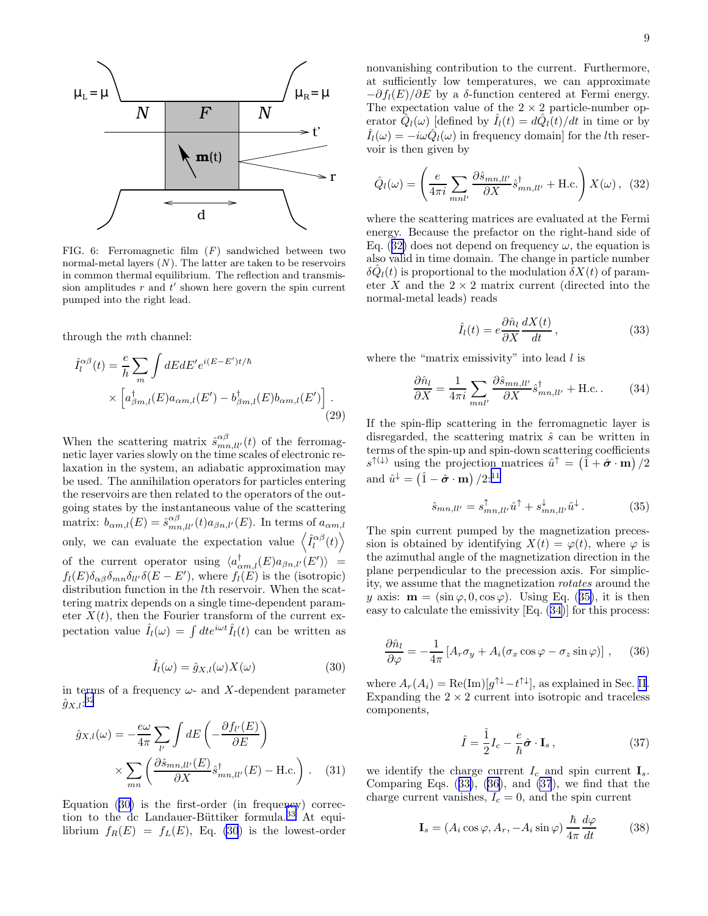FIG. 6: Ferromagnetic film ($F$) sandwiched between two normal-metal layers ($N$). The latter are taken to be reservoirs in common thermal equilibrium. The reflection and transmission amplitudes $r$ and $t'$ shown here govern the spin current pumped into the right lead.

through the $m$th channel:

$$\hat{I}_l^{\alpha\beta}(t) = \frac{e}{h}\sum_m \int dE dE' e^{i(E-E')t/\hbar} \times \left[a^\dagger_{\beta m,l}(E) a_{\alpha m,l}(E') - b^\dagger_{\beta m,l}(E) b_{\alpha m,l}(E')\right] . \quad (29)$$

When the scattering matrix $\hat{s}^{\alpha\beta}_{mn,ll'}(t)$ of the ferromagnetic layer varies slowly on the time scales of electronic relaxation in the system, an adiabatic approximation may be used. The annihilation operators for particles entering the reservoirs are then related to the operators of the outgoing states by the instantaneous value of the scattering matrix: $b_{\alpha m,l}(E) = \hat{s}^{\alpha\beta}_{mn,ll'}(t) a_{\beta n,l'}(E)$. In terms of $a_{\alpha m,l}$ only, we can evaluate the expectation value $\left\langle \hat{I}_l^{\alpha\beta}(t)\right\rangle$ of the current operator using $\langle a^\dagger_{\alpha m,l}(E) a_{\beta n,l'}(E')\rangle = f_l(E)\delta_{\alpha\beta}\delta_{mn}\delta_{ll'}\delta(E-E')$, where $f_l(E)$ is the (isotropic) distribution function in the $l$th reservoir. When the scattering matrix depends on a single time-dependent parameter $X(t)$, then the Fourier transform of the current expectation value $\hat{I}_l(\omega) = \int dt e^{i\omega t}\hat{I}_l(t)$ can be written as

$$\hat{I}_l(\omega) = \hat{g}_{X,l}(\omega) X(\omega) \quad (30)$$

in terms of a frequency $\omega$- and $X$-dependent parameter $\hat{g}_{X,l}$:[32]

$$\hat{g}_{X,l}(\omega) = -\frac{e\omega}{4\pi}\sum_{l'}\int dE \left(-\frac{\partial f_{l'}(E)}{\partial E}\right) \times \sum_{mn}\left(\frac{\partial \hat{s}_{mn,ll'}(E)}{\partial X}\hat{s}^\dagger_{mn,ll'}(E) - \text{H.c.}\right) . \quad (31)$$

Equation (30) is the first-order (in frequency) correction to the dc Landauer-Büttiker formula.[33] At equilibrium $f_R(E) = f_L(E)$, Eq. (30) is the lowest-order nonvanishing contribution to the current. Furthermore, at sufficiently low temperatures, we can approximate $-\partial f_l(E)/\partial E$ by a $\delta$-function centered at Fermi energy. The expectation value of the $2\times 2$ particle-number operator $\hat{Q}_l(\omega)$ [defined by $\hat{I}_l(t) = d\hat{Q}_l(t)/dt$ in time or by $\hat{I}_l(\omega) = -i\omega\hat{Q}_l(\omega)$ in frequency domain] for the $l$th reservoir is then given by

$$\hat{Q}_l(\omega) = \left(\frac{e}{4\pi i}\sum_{mnl'}\frac{\partial \hat{s}_{mn,ll'}}{\partial X}\hat{s}^\dagger_{mn,ll'} + \text{H.c.}\right) X(\omega) , \quad (32)$$

where the scattering matrices are evaluated at the Fermi energy. Because the prefactor on the right-hand side of Eq. (32) does not depend on frequency $\omega$, the equation is also valid in time domain. The change in particle number $\delta\hat{Q}_l(t)$ is proportional to the modulation $\delta X(t)$ of parameter $X$ and the $2\times 2$ matrix current (directed into the normal-metal leads) reads

$$\hat{I}_l(t) = e\frac{\partial \hat{n}_l}{\partial X}\frac{dX(t)}{dt} , \quad (33)$$

where the "matrix emissivity" into lead $l$ is

$$\frac{\partial \hat{n}_l}{\partial X} = \frac{1}{4\pi i}\sum_{mnl'}\frac{\partial \hat{s}_{mn,ll'}}{\partial X}\hat{s}^\dagger_{mn,ll'} + \text{H.c.} . \quad (34)$$

If the spin-flip scattering in the ferromagnetic layer is disregarded, the scattering matrix $\hat{s}$ can be written in terms of the spin-up and spin-down scattering coefficients $s^{\uparrow(\downarrow)}$ using the projection matrices $\hat{u}^\uparrow = \left(\hat{1} + \hat{\boldsymbol{\sigma}}\cdot\mathbf{m}\right)/2$ and $\hat{u}^\downarrow = \left(\hat{1} - \hat{\boldsymbol{\sigma}}\cdot\mathbf{m}\right)/2$:[11]

$$\hat{s}_{mn,ll'} = s^\uparrow_{mn,ll'}\hat{u}^\uparrow + s^\downarrow_{mn,ll'}\hat{u}^\downarrow . \quad (35)$$

The spin current pumped by the magnetization precession is obtained by identifying $X(t) = \varphi(t)$, where $\varphi$ is the azimuthal angle of the magnetization direction in the plane perpendicular to the precession axis. For simplicity, we assume that the magnetization *rotates* around the $y$ axis: $\mathbf{m} = (\sin\varphi, 0, \cos\varphi)$. Using Eq. (35), it is then easy to calculate the emissivity [Eq. (34)] for this process:

$$\frac{\partial \hat{n}_l}{\partial \varphi} = -\frac{1}{4\pi}\left[A_r\sigma_y + A_i(\sigma_x\cos\varphi - \sigma_z\sin\varphi)\right] , \quad (36)$$

where $A_r(A_i) = \text{Re}(\text{Im})[g^{\uparrow\downarrow} - t^{\uparrow\downarrow}]$, as explained in Sec. II. Expanding the $2\times 2$ current into isotropic and traceless components,

$$\hat{I} = \frac{\hat{1}}{2}I_c - \frac{e}{\hbar}\hat{\boldsymbol{\sigma}}\cdot\mathbf{I}_s , \quad (37)$$

we identify the charge current $I_c$ and spin current $\mathbf{I}_s$. Comparing Eqs. (33), (36), and (37), we find that the charge current vanishes, $I_c = 0$, and the spin current

$$\mathbf{I}_s = (A_i\cos\varphi, A_r, -A_i\sin\varphi)\frac{\hbar}{4\pi}\frac{d\varphi}{dt} \quad (38)$$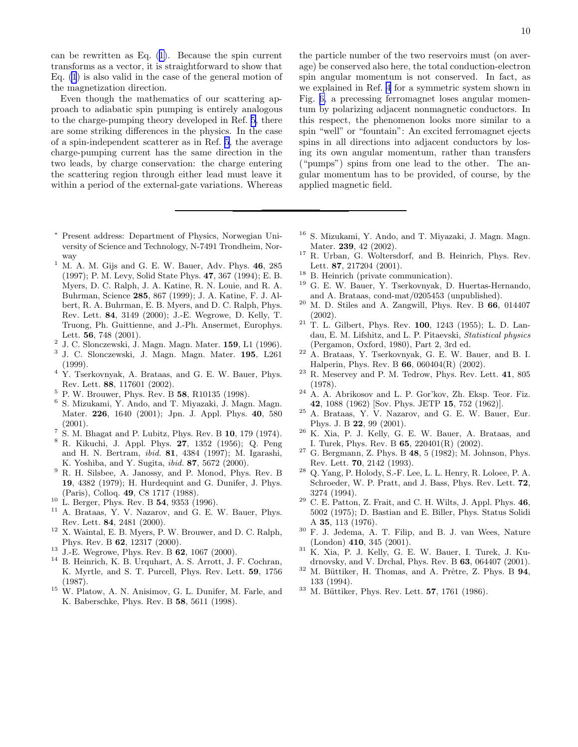can be rewritten as Eq. (1). Because the spin current transforms as a vector, it is straightforward to show that Eq. (1) is also valid in the case of the general motion of the magnetization direction.

Even though the mathematics of our scattering approach to adiabatic spin pumping is entirely analogous to the charge-pumping theory developed in Ref. 5, there are some striking differences in the physics. In the case of a spin-independent scatterer as in Ref. 5, the average charge-pumping current has the same direction in the two leads, by charge conservation: the charge entering the scattering region through either lead must leave it within a period of the external-gate variations. Whereas the particle number of the two reservoirs must (on average) be conserved also here, the total conduction-electron spin angular momentum is not conserved. In fact, as we explained in Ref. 4 for a symmetric system shown in Fig. 6, a precessing ferromagnet loses angular momentum by polarizing adjacent nonmagnetic conductors. In this respect, the phenomenon looks more similar to a spin "well" or "fountain": An excited ferromagnet ejects spins in all directions into adjacent conductors by losing its own angular momentum, rather than transfers ("pumps") spins from one lead to the other. The angular momentum has to be provided, of course, by the applied magnetic field.

---

[*] Present address: Department of Physics, Norwegian University of Science and Technology, N-7491 Trondheim, Norway

[1] M. A. M. Gijs and G. E. W. Bauer, Adv. Phys. **46**, 285 (1997); P. M. Levy, Solid State Phys. **47**, 367 (1994); E. B. Myers, D. C. Ralph, J. A. Katine, R. N. Louie, and R. A. Buhrman, Science **285**, 867 (1999); J. A. Katine, F. J. Albert, R. A. Buhrman, E. B. Myers, and D. C. Ralph, Phys. Rev. Lett. **84**, 3149 (2000); J.-E. Wegrowe, D. Kelly, T. Truong, Ph. Guittienne, and J.-Ph. Ansermet, Europhys. Lett. **56**, 748 (2001).

[2] J. C. Slonczewski, J. Magn. Magn. Mater. **159**, L1 (1996).

[3] J. C. Slonczewski, J. Magn. Magn. Mater. **195**, L261 (1999).

[4] Y. Tserkovnyak, A. Brataas, and G. E. W. Bauer, Phys. Rev. Lett. **88**, 117601 (2002).

[5] P. W. Brouwer, Phys. Rev. B **58**, R10135 (1998).

[6] S. Mizukami, Y. Ando, and T. Miyazaki, J. Magn. Magn. Mater. **226**, 1640 (2001); Jpn. J. Appl. Phys. **40**, 580 (2001).

[7] S. M. Bhagat and P. Lubitz, Phys. Rev. B **10**, 179 (1974).

[8] R. Kikuchi, J. Appl. Phys. **27**, 1352 (1956); Q. Peng and H. N. Bertram, *ibid.* **81**, 4384 (1997); M. Igarashi, K. Yoshiba, and Y. Sugita, *ibid.* **87**, 5672 (2000).

[9] R. H. Silsbee, A. Janossy, and P. Monod, Phys. Rev. B **19**, 4382 (1979); H. Hurdequint and G. Dunifer, J. Phys. (Paris), Colloq. **49**, C8 1717 (1988).

[10] L. Berger, Phys. Rev. B **54**, 9353 (1996).

[11] A. Brataas, Y. V. Nazarov, and G. E. W. Bauer, Phys. Rev. Lett. **84**, 2481 (2000).

[12] X. Waintal, E. B. Myers, P. W. Brouwer, and D. C. Ralph, Phys. Rev. B **62**, 12317 (2000).

[13] J.-E. Wegrowe, Phys. Rev. B **62**, 1067 (2000).

[14] B. Heinrich, K. B. Urquhart, A. S. Arrott, J. F. Cochran, K. Myrtle, and S. T. Purcell, Phys. Rev. Lett. **59**, 1756 (1987).

[15] W. Platow, A. N. Anisimov, G. L. Dunifer, M. Farle, and K. Baberschke, Phys. Rev. B **58**, 5611 (1998).

[16] S. Mizukami, Y. Ando, and T. Miyazaki, J. Magn. Magn. Mater. **239**, 42 (2002).

[17] R. Urban, G. Woltersdorf, and B. Heinrich, Phys. Rev. Lett. **87**, 217204 (2001).

[18] B. Heinrich (private communication).

[19] G. E. W. Bauer, Y. Tserkovnyak, D. Huertas-Hernando, and A. Brataas, cond-mat/0205453 (unpublished).

[20] M. D. Stiles and A. Zangwill, Phys. Rev. B **66**, 014407 (2002).

[21] T. L. Gilbert, Phys. Rev. **100**, 1243 (1955); L. D. Landau, E. M. Lifshitz, and L. P. Pitaevski, *Statistical physics* (Pergamon, Oxford, 1980), Part 2, 3rd ed.

[22] A. Brataas, Y. Tserkovnyak, G. E. W. Bauer, and B. I. Halperin, Phys. Rev. B **66**, 060404(R) (2002).

[23] R. Meservey and P. M. Tedrow, Phys. Rev. Lett. **41**, 805 (1978).

[24] A. A. Abrikosov and L. P. Gor'kov, Zh. Eksp. Teor. Fiz. **42**, 1088 (1962) [Sov. Phys. JETP **15**, 752 (1962)].

[25] A. Brataas, Y. V. Nazarov, and G. E. W. Bauer, Eur. Phys. J. B **22**, 99 (2001).

[26] K. Xia, P. J. Kelly, G. E. W. Bauer, A. Brataas, and I. Turek, Phys. Rev. B **65**, 220401(R) (2002).

[27] G. Bergmann, Z. Phys. B **48**, 5 (1982); M. Johnson, Phys. Rev. Lett. **70**, 2142 (1993).

[28] Q. Yang, P. Holody, S.-F. Lee, L. L. Henry, R. Loloee, P. A. Schroeder, W. P. Pratt, and J. Bass, Phys. Rev. Lett. **72**, 3274 (1994).

[29] C. E. Patton, Z. Frait, and C. H. Wilts, J. Appl. Phys. **46**, 5002 (1975); D. Bastian and E. Biller, Phys. Status Solidi A **35**, 113 (1976).

[30] F. J. Jedema, A. T. Filip, and B. J. van Wees, Nature (London) **410**, 345 (2001).

[31] K. Xia, P. J. Kelly, G. E. W. Bauer, I. Turek, J. Kudrnovsky, and V. Drchal, Phys. Rev. B **63**, 064407 (2001).

[32] M. Büttiker, H. Thomas, and A. Prêtre, Z. Phys. B **94**, 133 (1994).

[33] M. Büttiker, Phys. Rev. Lett. **57**, 1761 (1986).